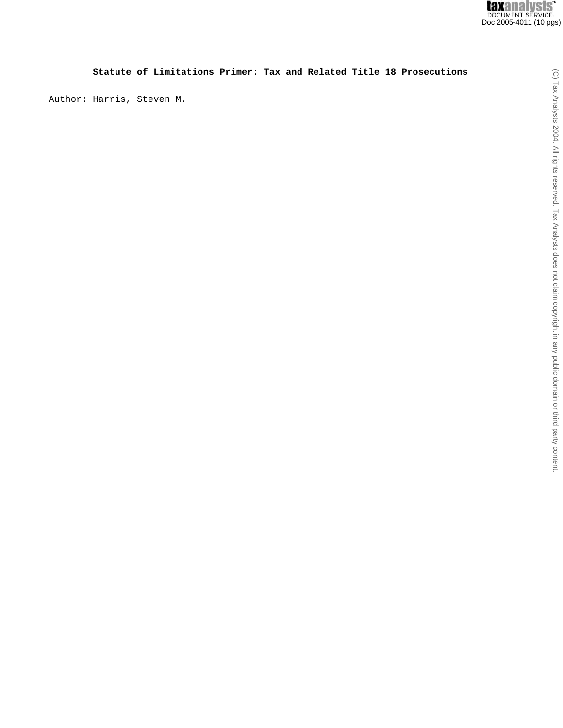# Statute of Limitations Primer: Tax and Related Title 18 Prosecutions

Author: Harris, Steven M.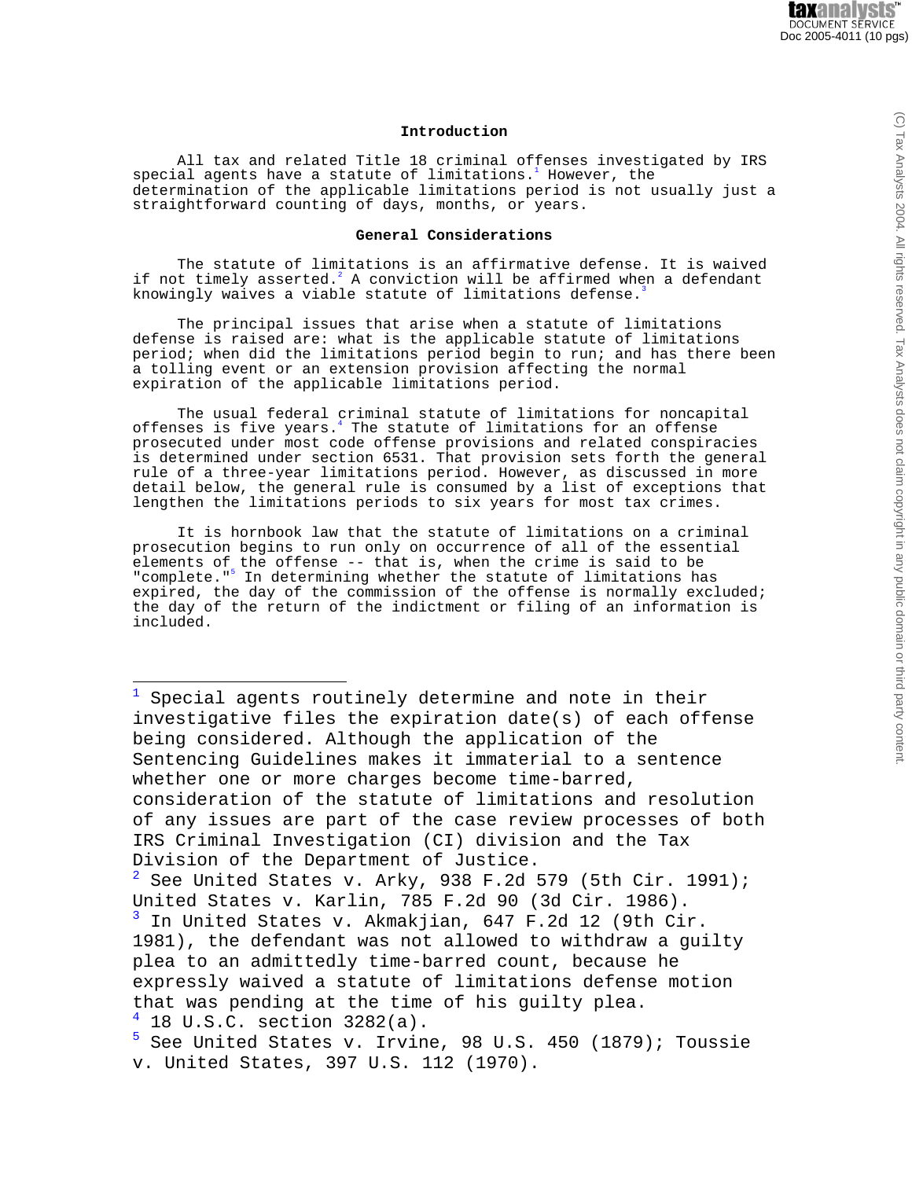## Introduction

All tax and related Title 18 criminal offenses investigated by IRS special agents have a statute of limitations.[1] However, the determination of the applicable limitations period is not usually just a straightforward counting of days, months, or years.

## General Considerations

The statute of limitations is an affirmative defense. It is waived if not timely asserted.[2] A conviction will be affirmed when a defendant knowingly waives a viable statute of limitations defense.[3]

The principal issues that arise when a statute of limitations defense is raised are: what is the applicable statute of limitations period; when did the limitations period begin to run; and has there been a tolling event or an extension provision affecting the normal expiration of the applicable limitations period.

The usual federal criminal statute of limitations for noncapital offenses is five years.[4] The statute of limitations for an offense prosecuted under most code offense provisions and related conspiracies is determined under section 6531. That provision sets forth the general rule of a three-year limitations period. However, as discussed in more detail below, the general rule is consumed by a list of exceptions that lengthen the limitations periods to six years for most tax crimes.

It is hornbook law that the statute of limitations on a criminal prosecution begins to run only on occurrence of all of the essential elements of the offense -- that is, when the crime is said to be "complete."[5] In determining whether the statute of limitations has expired, the day of the commission of the offense is normally excluded; the day of the return of the indictment or filing of an information is included.

---

[1] Special agents routinely determine and note in their investigative files the expiration date(s) of each offense being considered. Although the application of the Sentencing Guidelines makes it immaterial to a sentence whether one or more charges become time-barred, consideration of the statute of limitations and resolution of any issues are part of the case review processes of both IRS Criminal Investigation (CI) division and the Tax Division of the Department of Justice.

[2] See United States v. Arky, 938 F.2d 579 (5th Cir. 1991); United States v. Karlin, 785 F.2d 90 (3d Cir. 1986).

[3] In United States v. Akmakjian, 647 F.2d 12 (9th Cir. 1981), the defendant was not allowed to withdraw a guilty plea to an admittedly time-barred count, because he expressly waived a statute of limitations defense motion that was pending at the time of his guilty plea.

[4] 18 U.S.C. section 3282(a).

[5] See United States v. Irvine, 98 U.S. 450 (1879); Toussie v. United States, 397 U.S. 112 (1970).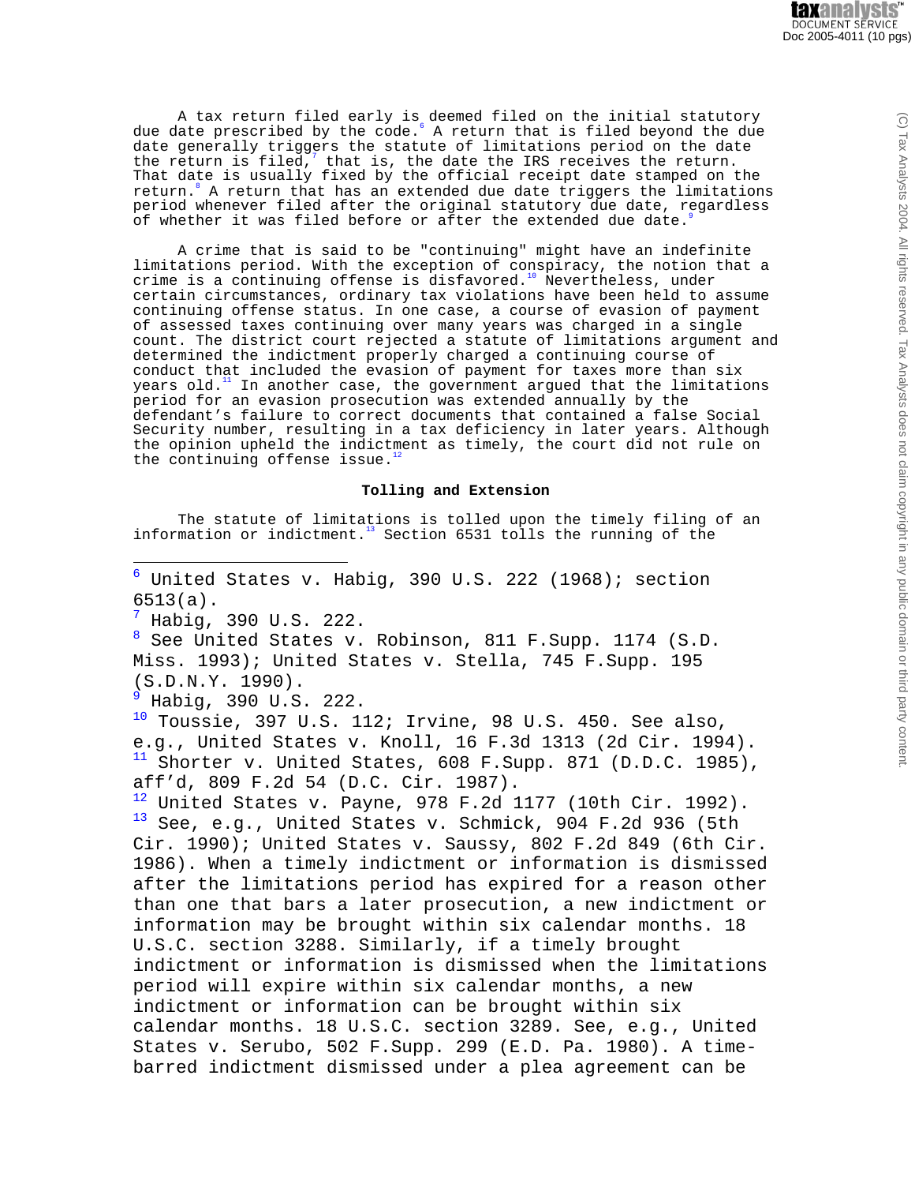A tax return filed early is deemed filed on the initial statutory due date prescribed by the code.[6] A return that is filed beyond the due date generally triggers the statute of limitations period on the date the return is filed,[7] that is, the date the IRS receives the return. That date is usually fixed by the official receipt date stamped on the return.[8] A return that has an extended due date triggers the limitations period whenever filed after the original statutory due date, regardless of whether it was filed before or after the extended due date.[9]

A crime that is said to be "continuing" might have an indefinite limitations period. With the exception of conspiracy, the notion that a crime is a continuing offense is disfavored.[10] Nevertheless, under certain circumstances, ordinary tax violations have been held to assume continuing offense status. In one case, a course of evasion of payment of assessed taxes continuing over many years was charged in a single count. The district court rejected a statute of limitations argument and determined the indictment properly charged a continuing course of conduct that included the evasion of payment for taxes more than six years old.[11] In another case, the government argued that the limitations period for an evasion prosecution was extended annually by the defendant's failure to correct documents that contained a false Social Security number, resulting in a tax deficiency in later years. Although the opinion upheld the indictment as timely, the court did not rule on the continuing offense issue.[12]

**Tolling and Extension**

The statute of limitations is tolled upon the timely filing of an information or indictment.[13] Section 6531 tolls the running of the

---

[6] United States v. Habig, 390 U.S. 222 (1968); section 6513(a).

[7] Habig, 390 U.S. 222.

[8] See United States v. Robinson, 811 F.Supp. 1174 (S.D. Miss. 1993); United States v. Stella, 745 F.Supp. 195 (S.D.N.Y. 1990).

[9] Habig, 390 U.S. 222.

[10] Toussie, 397 U.S. 112; Irvine, 98 U.S. 450. See also, e.g., United States v. Knoll, 16 F.3d 1313 (2d Cir. 1994).

[11] Shorter v. United States, 608 F.Supp. 871 (D.D.C. 1985), aff'd, 809 F.2d 54 (D.C. Cir. 1987).

[12] United States v. Payne, 978 F.2d 1177 (10th Cir. 1992).

[13] See, e.g., United States v. Schmick, 904 F.2d 936 (5th Cir. 1990); United States v. Saussy, 802 F.2d 849 (6th Cir. 1986). When a timely indictment or information is dismissed after the limitations period has expired for a reason other than one that bars a later prosecution, a new indictment or information may be brought within six calendar months. 18 U.S.C. section 3288. Similarly, if a timely brought indictment or information is dismissed when the limitations period will expire within six calendar months, a new indictment or information can be brought within six calendar months. 18 U.S.C. section 3289. See, e.g., United States v. Serubo, 502 F.Supp. 299 (E.D. Pa. 1980). A time-barred indictment dismissed under a plea agreement can be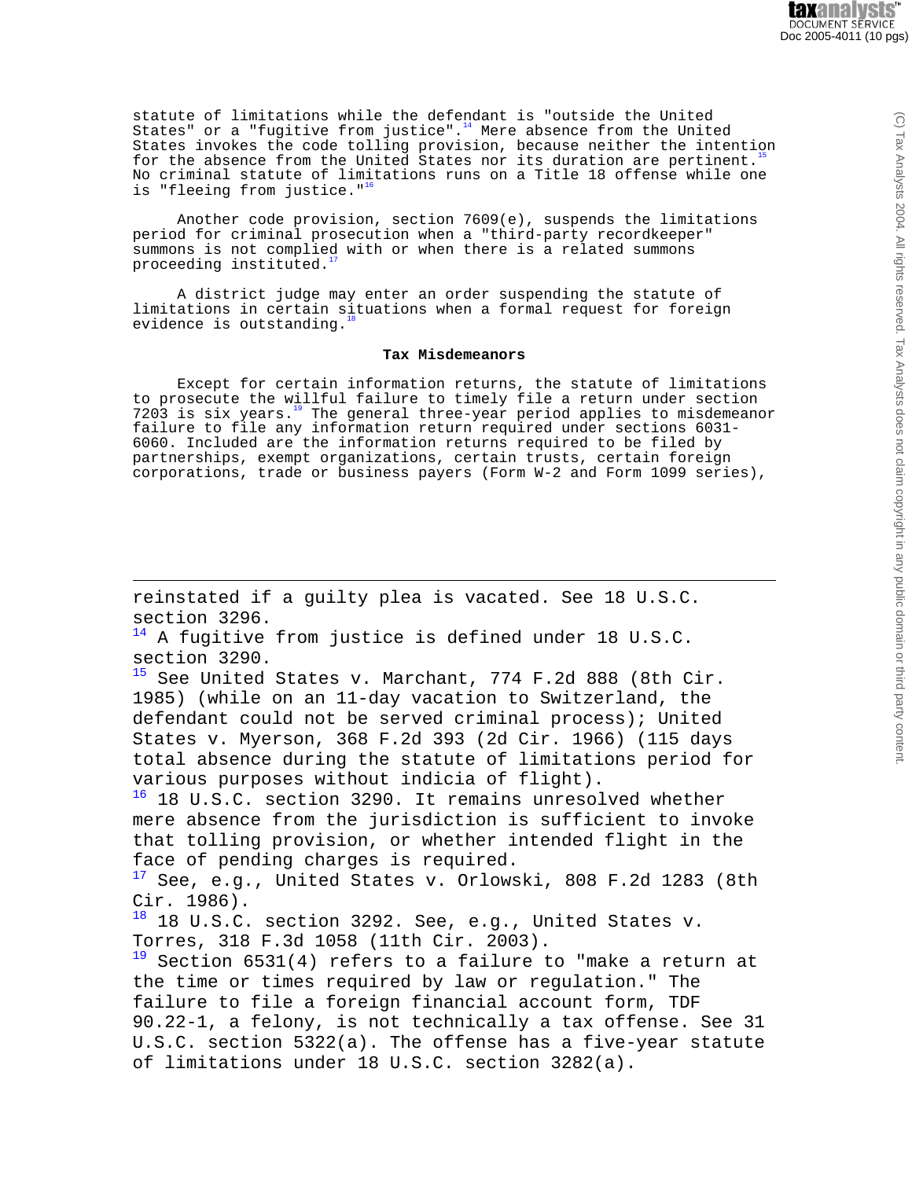statute of limitations while the defendant is "outside the United States" or a "fugitive from justice".[14] Mere absence from the United States invokes the code tolling provision, because neither the intention for the absence from the United States nor its duration are pertinent.[15] No criminal statute of limitations runs on a Title 18 offense while one is "fleeing from justice."[16]

Another code provision, section 7609(e), suspends the limitations period for criminal prosecution when a "third-party recordkeeper" summons is not complied with or when there is a related summons proceeding instituted.[17]

A district judge may enter an order suspending the statute of limitations in certain situations when a formal request for foreign evidence is outstanding.[18]

### Tax Misdemeanors

Except for certain information returns, the statute of limitations to prosecute the willful failure to timely file a return under section 7203 is six years.[19] The general three-year period applies to misdemeanor failure to file any information return required under sections 6031-6060. Included are the information returns required to be filed by partnerships, exempt organizations, certain trusts, certain foreign corporations, trade or business payers (Form W-2 and Form 1099 series),

---

reinstated if a guilty plea is vacated. See 18 U.S.C. section 3296.

[14] A fugitive from justice is defined under 18 U.S.C. section 3290.

[15] See United States v. Marchant, 774 F.2d 888 (8th Cir. 1985) (while on an 11-day vacation to Switzerland, the defendant could not be served criminal process); United States v. Myerson, 368 F.2d 393 (2d Cir. 1966) (115 days total absence during the statute of limitations period for various purposes without indicia of flight).

[16] 18 U.S.C. section 3290. It remains unresolved whether mere absence from the jurisdiction is sufficient to invoke that tolling provision, or whether intended flight in the face of pending charges is required.

[17] See, e.g., United States v. Orlowski, 808 F.2d 1283 (8th Cir. 1986).

[18] 18 U.S.C. section 3292. See, e.g., United States v. Torres, 318 F.3d 1058 (11th Cir. 2003).

[19] Section 6531(4) refers to a failure to "make a return at the time or times required by law or regulation." The failure to file a foreign financial account form, TDF 90.22-1, a felony, is not technically a tax offense. See 31 U.S.C. section 5322(a). The offense has a five-year statute of limitations under 18 U.S.C. section 3282(a).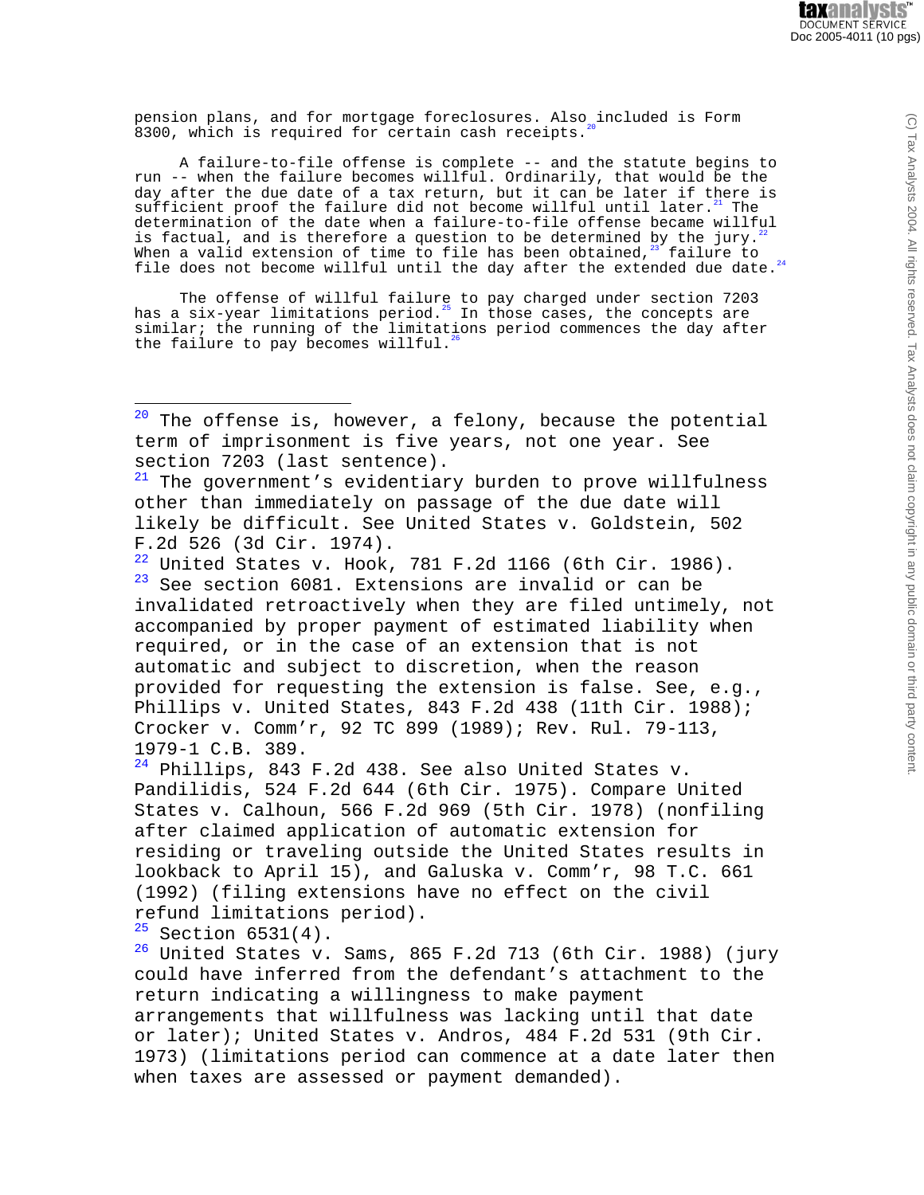pension plans, and for mortgage foreclosures. Also included is Form 8300, which is required for certain cash receipts.[20]

A failure-to-file offense is complete -- and the statute begins to run -- when the failure becomes willful. Ordinarily, that would be the day after the due date of a tax return, but it can be later if there is sufficient proof the failure did not become willful until later.[21] The determination of the date when a failure-to-file offense became willful is factual, and is therefore a question to be determined by the jury.[22] When a valid extension of time to file has been obtained,[23] failure to file does not become willful until the day after the extended due date.[24]

The offense of willful failure to pay charged under section 7203 has a six-year limitations period.[25] In those cases, the concepts are similar; the running of the limitations period commences the day after the failure to pay becomes willful.[26]

---

[20] The offense is, however, a felony, because the potential term of imprisonment is five years, not one year. See section 7203 (last sentence).

[21] The government's evidentiary burden to prove willfulness other than immediately on passage of the due date will likely be difficult. See United States v. Goldstein, 502 F.2d 526 (3d Cir. 1974).

[22] United States v. Hook, 781 F.2d 1166 (6th Cir. 1986).

[23] See section 6081. Extensions are invalid or can be invalidated retroactively when they are filed untimely, not accompanied by proper payment of estimated liability when required, or in the case of an extension that is not automatic and subject to discretion, when the reason provided for requesting the extension is false. See, e.g., Phillips v. United States, 843 F.2d 438 (11th Cir. 1988); Crocker v. Comm'r, 92 TC 899 (1989); Rev. Rul. 79-113, 1979-1 C.B. 389.

[24] Phillips, 843 F.2d 438. See also United States v. Pandilidis, 524 F.2d 644 (6th Cir. 1975). Compare United States v. Calhoun, 566 F.2d 969 (5th Cir. 1978) (nonfiling after claimed application of automatic extension for residing or traveling outside the United States results in lookback to April 15), and Galuska v. Comm'r, 98 T.C. 661 (1992) (filing extensions have no effect on the civil refund limitations period).

[25] Section 6531(4).

[26] United States v. Sams, 865 F.2d 713 (6th Cir. 1988) (jury could have inferred from the defendant's attachment to the return indicating a willingness to make payment arrangements that willfulness was lacking until that date or later); United States v. Andros, 484 F.2d 531 (9th Cir. 1973) (limitations period can commence at a date later then when taxes are assessed or payment demanded).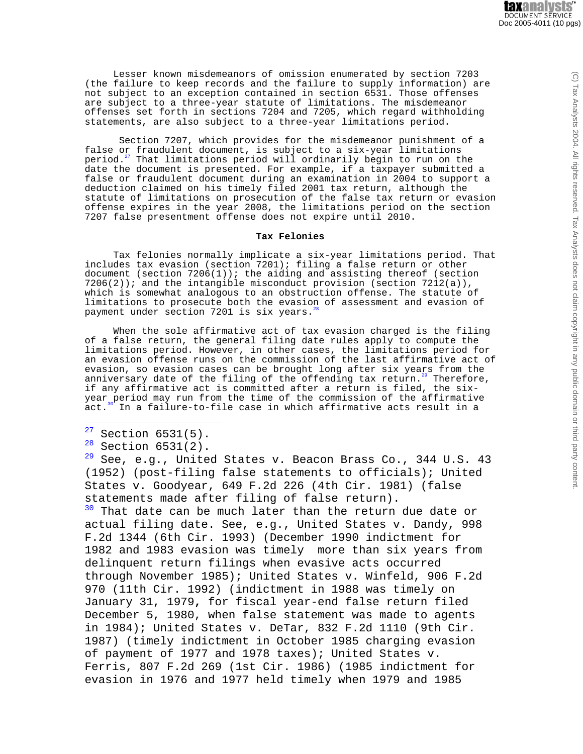Lesser known misdemeanors of omission enumerated by section 7203 (the failure to keep records and the failure to supply information) are not subject to an exception contained in section 6531. Those offenses are subject to a three-year statute of limitations. The misdemeanor offenses set forth in sections 7204 and 7205, which regard withholding statements, are also subject to a three-year limitations period.

Section 7207, which provides for the misdemeanor punishment of a false or fraudulent document, is subject to a six-year limitations period.[27] That limitations period will ordinarily begin to run on the date the document is presented. For example, if a taxpayer submitted a false or fraudulent document during an examination in 2004 to support a deduction claimed on his timely filed 2001 tax return, although the statute of limitations on prosecution of the false tax return or evasion offense expires in the year 2008, the limitations period on the section 7207 false presentment offense does not expire until 2010.

### Tax Felonies

Tax felonies normally implicate a six-year limitations period. That includes tax evasion (section 7201); filing a false return or other document (section 7206(1)); the aiding and assisting thereof (section 7206(2)); and the intangible misconduct provision (section 7212(a)), which is somewhat analogous to an obstruction offense. The statute of limitations to prosecute both the evasion of assessment and evasion of payment under section 7201 is six years.[28]

When the sole affirmative act of tax evasion charged is the filing of a false return, the general filing date rules apply to compute the limitations period. However, in other cases, the limitations period for an evasion offense runs on the commission of the last affirmative act of evasion, so evasion cases can be brought long after six years from the anniversary date of the filing of the offending tax return.[29] Therefore, if any affirmative act is committed after a return is filed, the six-year period may run from the time of the commission of the affirmative act.[30] In a failure-to-file case in which affirmative acts result in a

---

[27] Section 6531(5).

[28] Section 6531(2).

[29] See, e.g., United States v. Beacon Brass Co., 344 U.S. 43 (1952) (post-filing false statements to officials); United States v. Goodyear, 649 F.2d 226 (4th Cir. 1981) (false statements made after filing of false return).

[30] That date can be much later than the return due date or actual filing date. See, e.g., United States v. Dandy, 998 F.2d 1344 (6th Cir. 1993) (December 1990 indictment for 1982 and 1983 evasion was timely more than six years from delinquent return filings when evasive acts occurred through November 1985); United States v. Winfeld, 906 F.2d 970 (11th Cir. 1992) (indictment in 1988 was timely on January 31, 1979, for fiscal year-end false return filed December 5, 1980, when false statement was made to agents in 1984); United States v. DeTar, 832 F.2d 1110 (9th Cir. 1987) (timely indictment in October 1985 charging evasion of payment of 1977 and 1978 taxes); United States v. Ferris, 807 F.2d 269 (1st Cir. 1986) (1985 indictment for evasion in 1976 and 1977 held timely when 1979 and 1985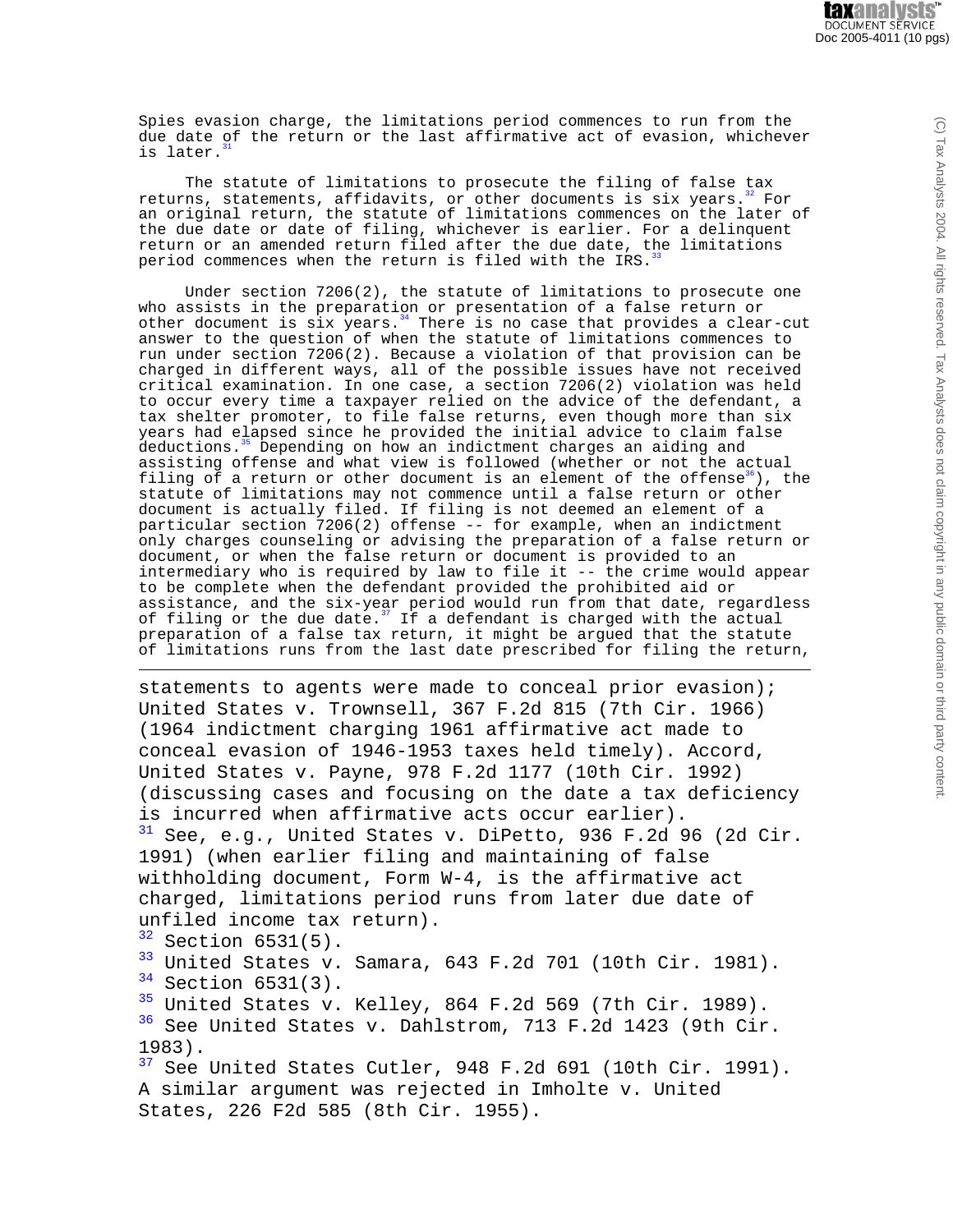Spies evasion charge, the limitations period commences to run from the due date of the return or the last affirmative act of evasion, whichever is later.[31]

The statute of limitations to prosecute the filing of false tax returns, statements, affidavits, or other documents is six years.[32] For an original return, the statute of limitations commences on the later of the due date or date of filing, whichever is earlier. For a delinquent return or an amended return filed after the due date, the limitations period commences when the return is filed with the IRS.[33]

Under section 7206(2), the statute of limitations to prosecute one who assists in the preparation or presentation of a false return or other document is six years.[34] There is no case that provides a clear-cut answer to the question of when the statute of limitations commences to run under section 7206(2). Because a violation of that provision can be charged in different ways, all of the possible issues have not received critical examination. In one case, a section 7206(2) violation was held to occur every time a taxpayer relied on the advice of the defendant, a tax shelter promoter, to file false returns, even though more than six years had elapsed since he provided the initial advice to claim false deductions.[35] Depending on how an indictment charges an aiding and assisting offense and what view is followed (whether or not the actual filing of a return or other document is an element of the offense[36]), the statute of limitations may not commence until a false return or other document is actually filed. If filing is not deemed an element of a particular section 7206(2) offense -- for example, when an indictment only charges counseling or advising the preparation of a false return or document, or when the false return or document is provided to an intermediary who is required by law to file it -- the crime would appear to be complete when the defendant provided the prohibited aid or assistance, and the six-year period would run from that date, regardless of filing or the due date.[37] If a defendant is charged with the actual preparation of a false tax return, it might be argued that the statute of limitations runs from the last date prescribed for filing the return,

---

statements to agents were made to conceal prior evasion); United States v. Trownsell, 367 F.2d 815 (7th Cir. 1966) (1964 indictment charging 1961 affirmative act made to conceal evasion of 1946-1953 taxes held timely). Accord, United States v. Payne, 978 F.2d 1177 (10th Cir. 1992) (discussing cases and focusing on the date a tax deficiency is incurred when affirmative acts occur earlier).

[31] See, e.g., United States v. DiPetto, 936 F.2d 96 (2d Cir. 1991) (when earlier filing and maintaining of false withholding document, Form W-4, is the affirmative act charged, limitations period runs from later due date of unfiled income tax return).

[32] Section 6531(5).

[33] United States v. Samara, 643 F.2d 701 (10th Cir. 1981).

[34] Section 6531(3).

[35] United States v. Kelley, 864 F.2d 569 (7th Cir. 1989).

[36] See United States v. Dahlstrom, 713 F.2d 1423 (9th Cir. 1983).

[37] See United States Cutler, 948 F.2d 691 (10th Cir. 1991). A similar argument was rejected in Imholte v. United States, 226 F2d 585 (8th Cir. 1955).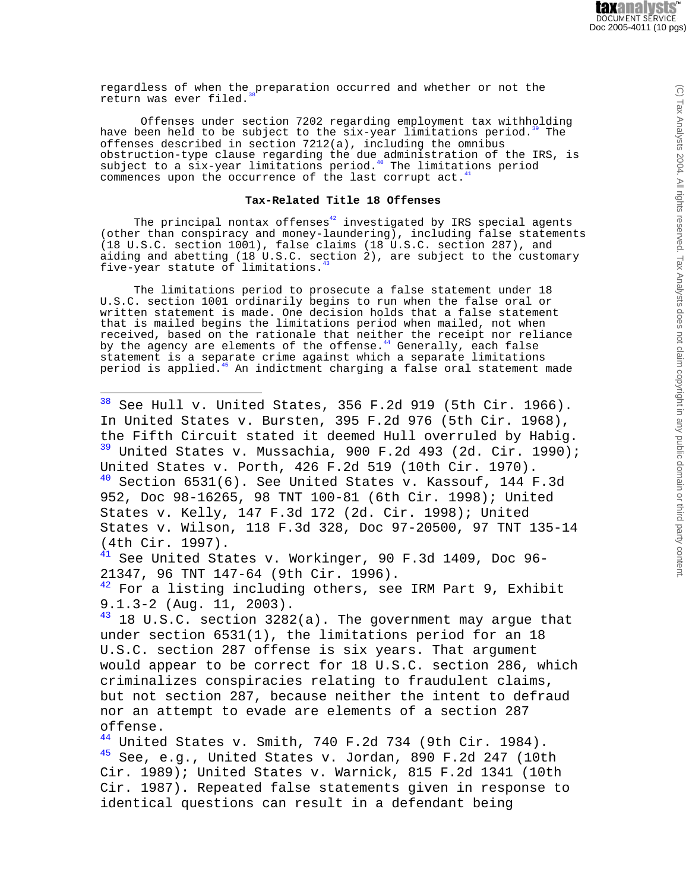regardless of when the preparation occurred and whether or not the return was ever filed.[38]

Offenses under section 7202 regarding employment tax withholding have been held to be subject to the six-year limitations period.[39] The offenses described in section 7212(a), including the omnibus obstruction-type clause regarding the due administration of the IRS, is subject to a six-year limitations period.[40] The limitations period commences upon the occurrence of the last corrupt act.[41]

**Tax-Related Title 18 Offenses**

The principal nontax offenses[42] investigated by IRS special agents (other than conspiracy and money-laundering), including false statements (18 U.S.C. section 1001), false claims (18 U.S.C. section 287), and aiding and abetting (18 U.S.C. section 2), are subject to the customary five-year statute of limitations.[43]

The limitations period to prosecute a false statement under 18 U.S.C. section 1001 ordinarily begins to run when the false oral or written statement is made. One decision holds that a false statement that is mailed begins the limitations period when mailed, not when received, based on the rationale that neither the receipt nor reliance by the agency are elements of the offense.[44] Generally, each false statement is a separate crime against which a separate limitations period is applied.[45] An indictment charging a false oral statement made

---

[38] See Hull v. United States, 356 F.2d 919 (5th Cir. 1966). In United States v. Bursten, 395 F.2d 976 (5th Cir. 1968), the Fifth Circuit stated it deemed Hull overruled by Habig.

[39] United States v. Mussachia, 900 F.2d 493 (2d. Cir. 1990); United States v. Porth, 426 F.2d 519 (10th Cir. 1970).

[40] Section 6531(6). See United States v. Kassouf, 144 F.3d 952, Doc 98-16265, 98 TNT 100-81 (6th Cir. 1998); United States v. Kelly, 147 F.3d 172 (2d. Cir. 1998); United States v. Wilson, 118 F.3d 328, Doc 97-20500, 97 TNT 135-14 (4th Cir. 1997).

[41] See United States v. Workinger, 90 F.3d 1409, Doc 96-21347, 96 TNT 147-64 (9th Cir. 1996).

[42] For a listing including others, see IRM Part 9, Exhibit 9.1.3-2 (Aug. 11, 2003).

[43] 18 U.S.C. section 3282(a). The government may argue that under section 6531(1), the limitations period for an 18 U.S.C. section 287 offense is six years. That argument would appear to be correct for 18 U.S.C. section 286, which criminalizes conspiracies relating to fraudulent claims, but not section 287, because neither the intent to defraud nor an attempt to evade are elements of a section 287 offense.

[44] United States v. Smith, 740 F.2d 734 (9th Cir. 1984).

[45] See, e.g., United States v. Jordan, 890 F.2d 247 (10th Cir. 1989); United States v. Warnick, 815 F.2d 1341 (10th Cir. 1987). Repeated false statements given in response to identical questions can result in a defendant being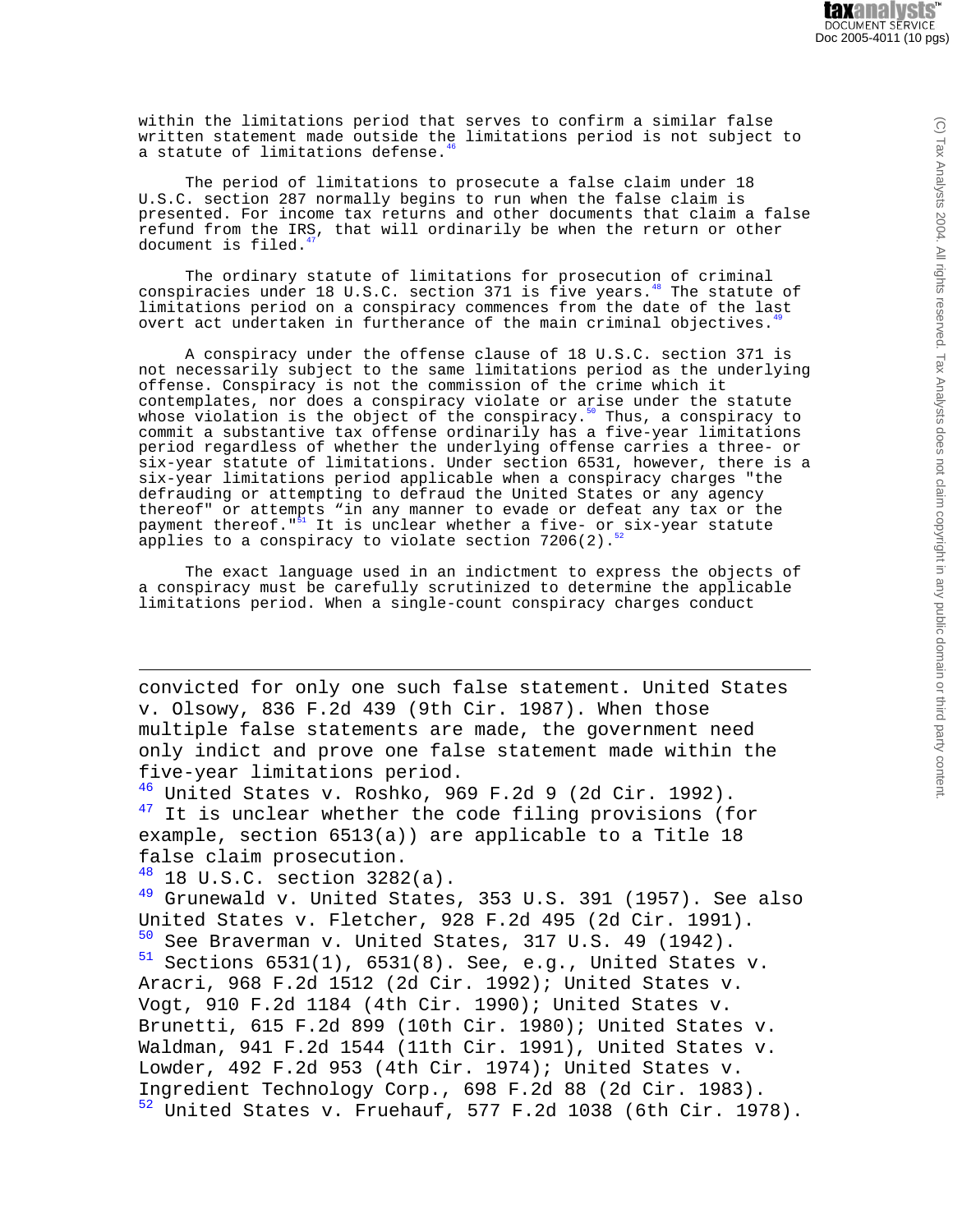within the limitations period that serves to confirm a similar false written statement made outside the limitations period is not subject to a statute of limitations defense.[46]

The period of limitations to prosecute a false claim under 18 U.S.C. section 287 normally begins to run when the false claim is presented. For income tax returns and other documents that claim a false refund from the IRS, that will ordinarily be when the return or other document is filed.[47]

The ordinary statute of limitations for prosecution of criminal conspiracies under 18 U.S.C. section 371 is five years.[48] The statute of limitations period on a conspiracy commences from the date of the last overt act undertaken in furtherance of the main criminal objectives.[49]

A conspiracy under the offense clause of 18 U.S.C. section 371 is not necessarily subject to the same limitations period as the underlying offense. Conspiracy is not the commission of the crime which it contemplates, nor does a conspiracy violate or arise under the statute whose violation is the object of the conspiracy.[50] Thus, a conspiracy to commit a substantive tax offense ordinarily has a five-year limitations period regardless of whether the underlying offense carries a three- or six-year statute of limitations. Under section 6531, however, there is a six-year limitations period applicable when a conspiracy charges "the defrauding or attempting to defraud the United States or any agency thereof" or attempts “in any manner to evade or defeat any tax or the payment thereof."[51] It is unclear whether a five- or six-year statute applies to a conspiracy to violate section 7206(2).[52]

The exact language used in an indictment to express the objects of a conspiracy must be carefully scrutinized to determine the applicable limitations period. When a single-count conspiracy charges conduct

---

convicted for only one such false statement. United States v. Olsowy, 836 F.2d 439 (9th Cir. 1987). When those multiple false statements are made, the government need only indict and prove one false statement made within the five-year limitations period.

[46] United States v. Roshko, 969 F.2d 9 (2d Cir. 1992).

[47] It is unclear whether the code filing provisions (for example, section 6513(a)) are applicable to a Title 18 false claim prosecution.

[48] 18 U.S.C. section 3282(a).

[49] Grunewald v. United States, 353 U.S. 391 (1957). See also United States v. Fletcher, 928 F.2d 495 (2d Cir. 1991).

[50] See Braverman v. United States, 317 U.S. 49 (1942).

[51] Sections 6531(1), 6531(8). See, e.g., United States v. Aracri, 968 F.2d 1512 (2d Cir. 1992); United States v. Vogt, 910 F.2d 1184 (4th Cir. 1990); United States v. Brunetti, 615 F.2d 899 (10th Cir. 1980); United States v. Waldman, 941 F.2d 1544 (11th Cir. 1991), United States v. Lowder, 492 F.2d 953 (4th Cir. 1974); United States v. Ingredient Technology Corp., 698 F.2d 88 (2d Cir. 1983).

[52] United States v. Fruehauf, 577 F.2d 1038 (6th Cir. 1978).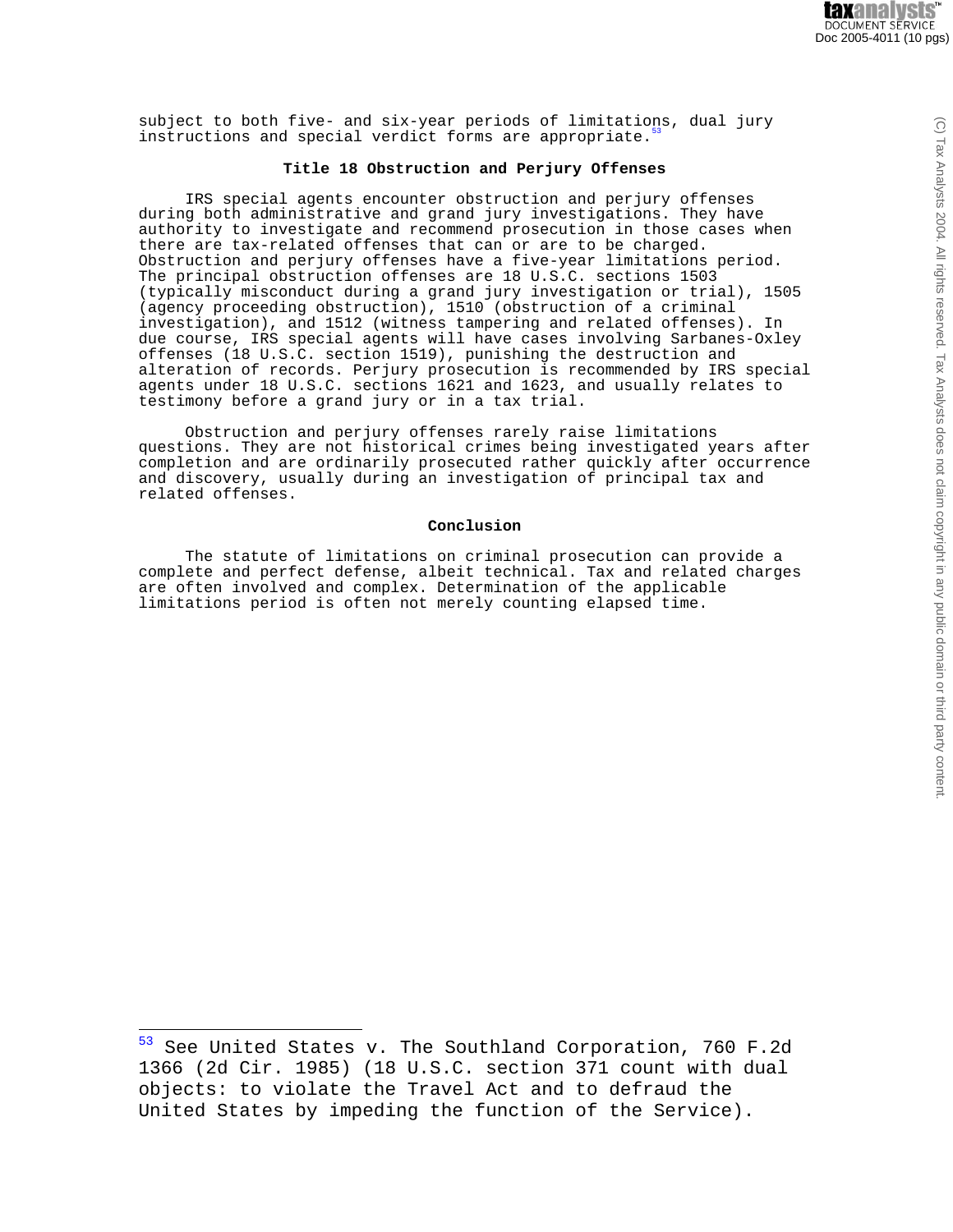subject to both five- and six-year periods of limitations, dual jury instructions and special verdict forms are appropriate.[53]

### Title 18 Obstruction and Perjury Offenses

IRS special agents encounter obstruction and perjury offenses during both administrative and grand jury investigations. They have authority to investigate and recommend prosecution in those cases when there are tax-related offenses that can or are to be charged. Obstruction and perjury offenses have a five-year limitations period. The principal obstruction offenses are 18 U.S.C. sections 1503 (typically misconduct during a grand jury investigation or trial), 1505 (agency proceeding obstruction), 1510 (obstruction of a criminal investigation), and 1512 (witness tampering and related offenses). In due course, IRS special agents will have cases involving Sarbanes-Oxley offenses (18 U.S.C. section 1519), punishing the destruction and alteration of records. Perjury prosecution is recommended by IRS special agents under 18 U.S.C. sections 1621 and 1623, and usually relates to testimony before a grand jury or in a tax trial.

Obstruction and perjury offenses rarely raise limitations questions. They are not historical crimes being investigated years after completion and are ordinarily prosecuted rather quickly after occurrence and discovery, usually during an investigation of principal tax and related offenses.

### Conclusion

The statute of limitations on criminal prosecution can provide a complete and perfect defense, albeit technical. Tax and related charges are often involved and complex. Determination of the applicable limitations period is often not merely counting elapsed time.

---

[53] See United States v. The Southland Corporation, 760 F.2d 1366 (2d Cir. 1985) (18 U.S.C. section 371 count with dual objects: to violate the Travel Act and to defraud the United States by impeding the function of the Service).